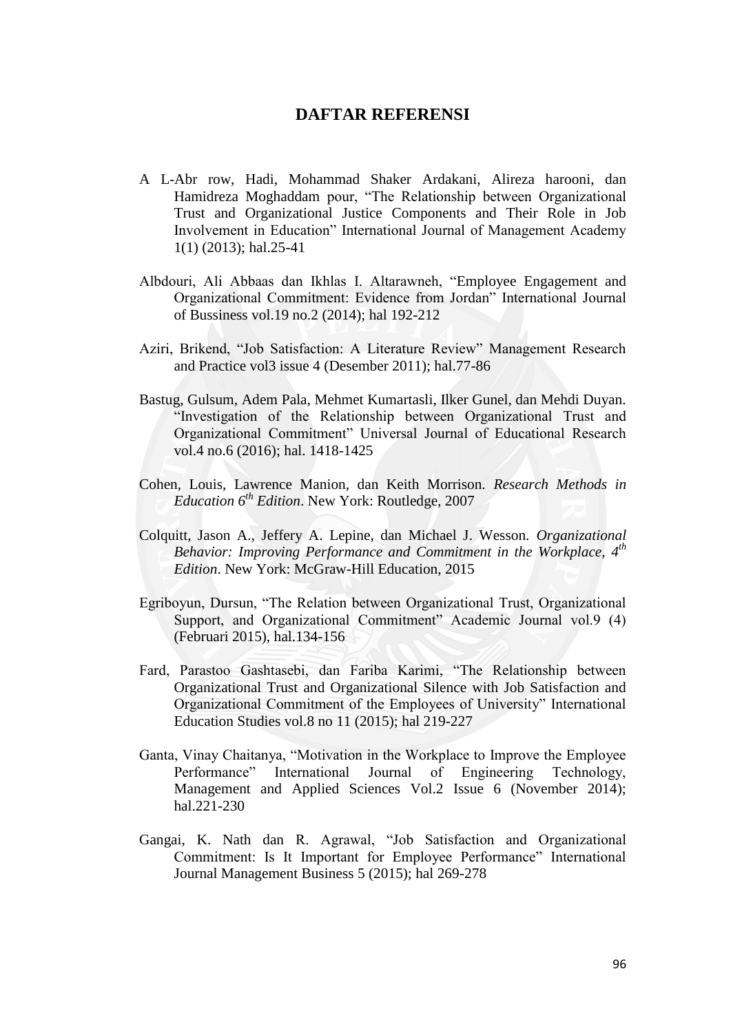# DAFTAR REFERENSI

A L-Abr row, Hadi, Mohammad Shaker Ardakani, Alireza harooni, dan Hamidreza Moghaddam pour, "The Relationship between Organizational Trust and Organizational Justice Components and Their Role in Job Involvement in Education" International Journal of Management Academy 1(1) (2013); hal.25-41

Albdouri, Ali Abbaas dan Ikhlas I. Altarawneh, "Employee Engagement and Organizational Commitment: Evidence from Jordan" International Journal of Bussiness vol.19 no.2 (2014); hal 192-212

Aziri, Brikend, "Job Satisfaction: A Literature Review" Management Research and Practice vol3 issue 4 (Desember 2011); hal.77-86

Bastug, Gulsum, Adem Pala, Mehmet Kumartasli, Ilker Gunel, dan Mehdi Duyan. "Investigation of the Relationship between Organizational Trust and Organizational Commitment" Universal Journal of Educational Research vol.4 no.6 (2016); hal. 1418-1425

Cohen, Louis, Lawrence Manion, dan Keith Morrison. *Research Methods in Education 6th Edition*. New York: Routledge, 2007

Colquitt, Jason A., Jeffery A. Lepine, dan Michael J. Wesson. *Organizational Behavior: Improving Performance and Commitment in the Workplace, 4th Edition*. New York: McGraw-Hill Education, 2015

Egriboyun, Dursun, "The Relation between Organizational Trust, Organizational Support, and Organizational Commitment" Academic Journal vol.9 (4) (Februari 2015), hal.134-156

Fard, Parastoo Gashtasebi, dan Fariba Karimi, "The Relationship between Organizational Trust and Organizational Silence with Job Satisfaction and Organizational Commitment of the Employees of University" International Education Studies vol.8 no 11 (2015); hal 219-227

Ganta, Vinay Chaitanya, "Motivation in the Workplace to Improve the Employee Performance" International Journal of Engineering Technology, Management and Applied Sciences Vol.2 Issue 6 (November 2014); hal.221-230

Gangai, K. Nath dan R. Agrawal, "Job Satisfaction and Organizational Commitment: Is It Important for Employee Performance" International Journal Management Business 5 (2015); hal 269-278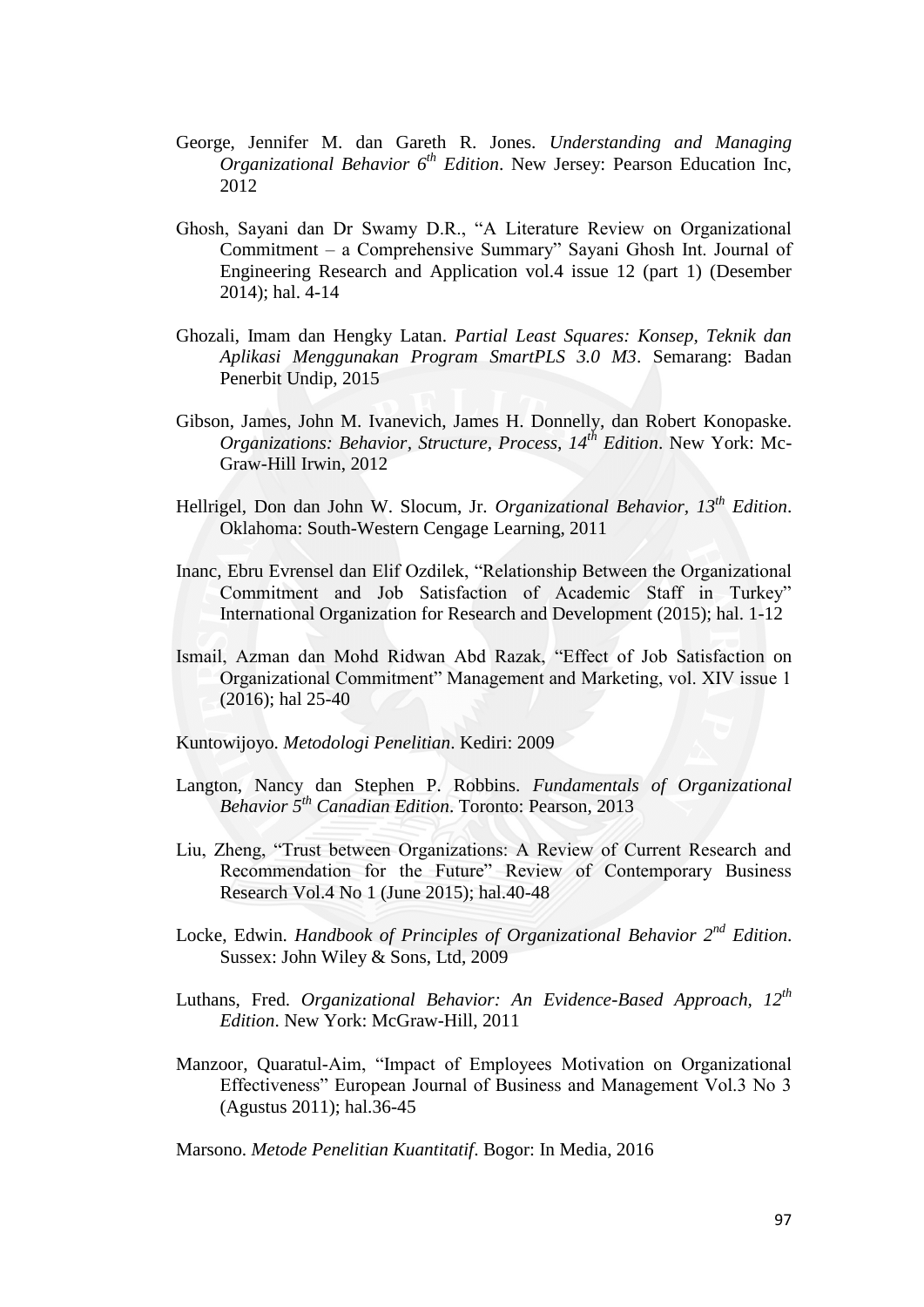George, Jennifer M. dan Gareth R. Jones. *Understanding and Managing Organizational Behavior 6th Edition*. New Jersey: Pearson Education Inc, 2012

Ghosh, Sayani dan Dr Swamy D.R., "A Literature Review on Organizational Commitment – a Comprehensive Summary" Sayani Ghosh Int. Journal of Engineering Research and Application vol.4 issue 12 (part 1) (Desember 2014); hal. 4-14

Ghozali, Imam dan Hengky Latan. *Partial Least Squares: Konsep, Teknik dan Aplikasi Menggunakan Program SmartPLS 3.0 M3*. Semarang: Badan Penerbit Undip, 2015

Gibson, James, John M. Ivanevich, James H. Donnelly, dan Robert Konopaske. *Organizations: Behavior, Structure, Process, 14th Edition*. New York: Mc-Graw-Hill Irwin, 2012

Hellrigel, Don dan John W. Slocum, Jr. *Organizational Behavior, 13th Edition*. Oklahoma: South-Western Cengage Learning, 2011

Inanc, Ebru Evrensel dan Elif Ozdilek, "Relationship Between the Organizational Commitment and Job Satisfaction of Academic Staff in Turkey" International Organization for Research and Development (2015); hal. 1-12

Ismail, Azman dan Mohd Ridwan Abd Razak, "Effect of Job Satisfaction on Organizational Commitment" Management and Marketing, vol. XIV issue 1 (2016); hal 25-40

Kuntowijoyo. *Metodologi Penelitian*. Kediri: 2009

Langton, Nancy dan Stephen P. Robbins. *Fundamentals of Organizational Behavior 5th Canadian Edition*. Toronto: Pearson, 2013

Liu, Zheng, "Trust between Organizations: A Review of Current Research and Recommendation for the Future" Review of Contemporary Business Research Vol.4 No 1 (June 2015); hal.40-48

Locke, Edwin. *Handbook of Principles of Organizational Behavior 2nd Edition*. Sussex: John Wiley & Sons, Ltd, 2009

Luthans, Fred. *Organizational Behavior: An Evidence-Based Approach, 12th Edition*. New York: McGraw-Hill, 2011

Manzoor, Quaratul-Aim, "Impact of Employees Motivation on Organizational Effectiveness" European Journal of Business and Management Vol.3 No 3 (Agustus 2011); hal.36-45

Marsono. *Metode Penelitian Kuantitatif*. Bogor: In Media, 2016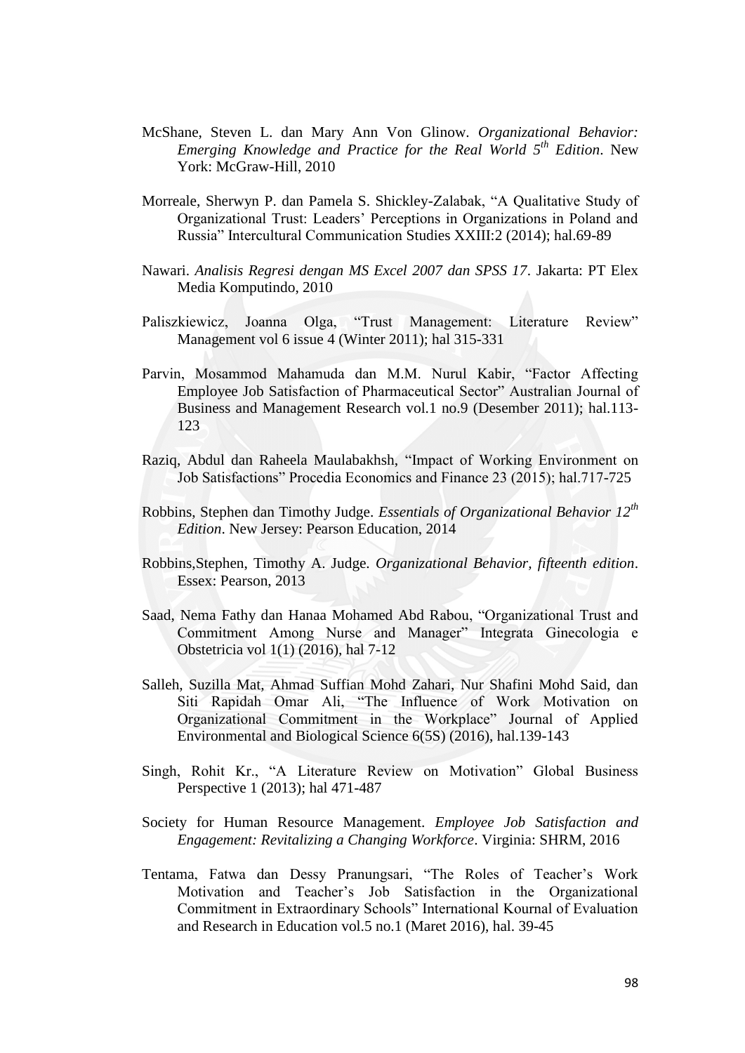McShane, Steven L. dan Mary Ann Von Glinow. *Organizational Behavior: Emerging Knowledge and Practice for the Real World 5th Edition*. New York: McGraw-Hill, 2010

Morreale, Sherwyn P. dan Pamela S. Shickley-Zalabak, "A Qualitative Study of Organizational Trust: Leaders' Perceptions in Organizations in Poland and Russia" Intercultural Communication Studies XXIII:2 (2014); hal.69-89

Nawari. *Analisis Regresi dengan MS Excel 2007 dan SPSS 17*. Jakarta: PT Elex Media Komputindo, 2010

Paliszkiewicz, Joanna Olga, "Trust Management: Literature Review" Management vol 6 issue 4 (Winter 2011); hal 315-331

Parvin, Mosammod Mahamuda dan M.M. Nurul Kabir, "Factor Affecting Employee Job Satisfaction of Pharmaceutical Sector" Australian Journal of Business and Management Research vol.1 no.9 (Desember 2011); hal.113-123

Raziq, Abdul dan Raheela Maulabakhsh, "Impact of Working Environment on Job Satisfactions" Procedia Economics and Finance 23 (2015); hal.717-725

Robbins, Stephen dan Timothy Judge. *Essentials of Organizational Behavior 12th Edition*. New Jersey: Pearson Education, 2014

Robbins,Stephen, Timothy A. Judge. *Organizational Behavior, fifteenth edition*. Essex: Pearson, 2013

Saad, Nema Fathy dan Hanaa Mohamed Abd Rabou, "Organizational Trust and Commitment Among Nurse and Manager" Integrata Ginecologia e Obstetricia vol 1(1) (2016), hal 7-12

Salleh, Suzilla Mat, Ahmad Suffian Mohd Zahari, Nur Shafini Mohd Said, dan Siti Rapidah Omar Ali, "The Influence of Work Motivation on Organizational Commitment in the Workplace" Journal of Applied Environmental and Biological Science 6(5S) (2016), hal.139-143

Singh, Rohit Kr., "A Literature Review on Motivation" Global Business Perspective 1 (2013); hal 471-487

Society for Human Resource Management. *Employee Job Satisfaction and Engagement: Revitalizing a Changing Workforce*. Virginia: SHRM, 2016

Tentama, Fatwa dan Dessy Pranungsari, "The Roles of Teacher's Work Motivation and Teacher's Job Satisfaction in the Organizational Commitment in Extraordinary Schools" International Kournal of Evaluation and Research in Education vol.5 no.1 (Maret 2016), hal. 39-45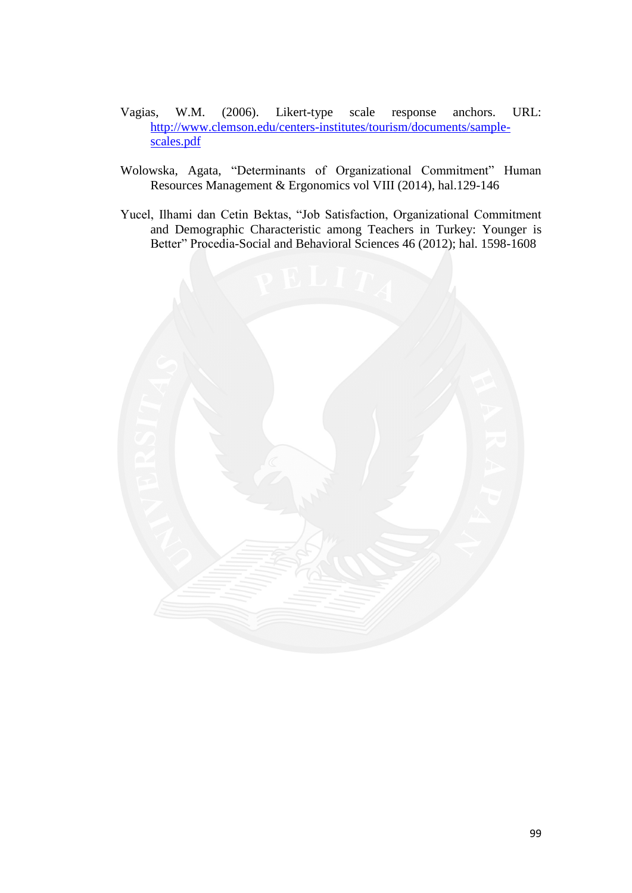Vagias, W.M. (2006). Likert-type scale response anchors. URL: [http://www.clemson.edu/centers-institutes/tourism/documents/sample-scales.pdf](http://www.clemson.edu/centers-institutes/tourism/documents/sample-scales.pdf)

Wolowska, Agata, "Determinants of Organizational Commitment" Human Resources Management & Ergonomics vol VIII (2014), hal.129-146

Yucel, Ilhami dan Cetin Bektas, "Job Satisfaction, Organizational Commitment and Demographic Characteristic among Teachers in Turkey: Younger is Better" Procedia-Social and Behavioral Sciences 46 (2012); hal. 1598-1608